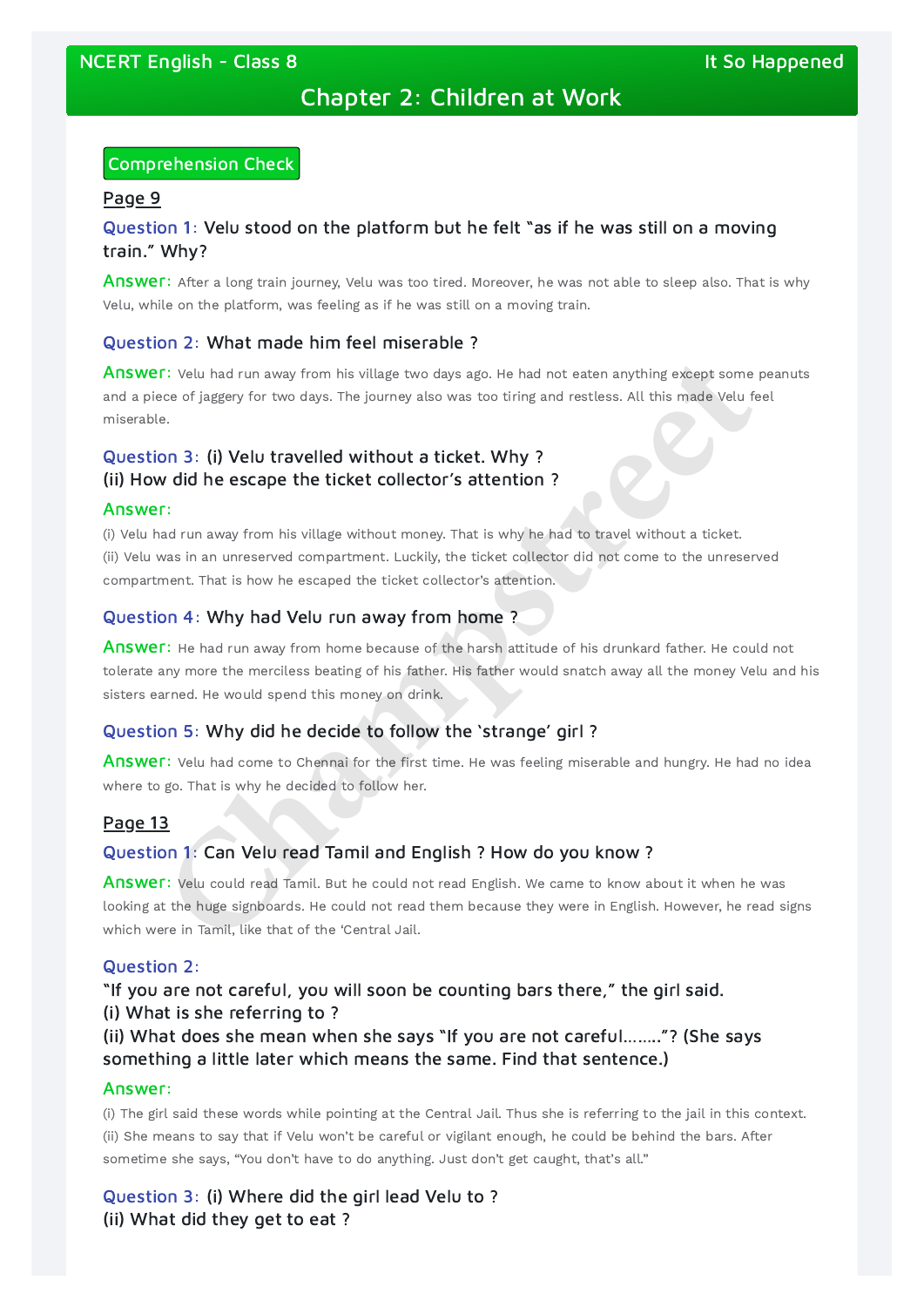# Chapter 2: Children at Work

## Comprehension Check

### Page 9

**Question 1:** Velu stood on the platform but he felt "as if he was still on a moving train." Why?

**Answer:** After a long train journey, Velu was too tired. Moreover, he was not able to sleep also. That is why Velu, while on the platform, was feeling as if he was still on a moving train.

**Question 2:** What made him feel miserable ?

**Answer:** Velu had run away from his village two days ago. He had not eaten anything except some peanuts and a piece of jaggery for two days. The journey also was too tiring and restless. All this made Velu feel miserable.

**Question 3:** (i) Velu travelled without a ticket. Why ?
(ii) How did he escape the ticket collector's attention ?

**Answer:**

(i) Velu had run away from his village without money. That is why he had to travel without a ticket.
(ii) Velu was in an unreserved compartment. Luckily, the ticket collector did not come to the unreserved compartment. That is how he escaped the ticket collector's attention.

**Question 4:** Why had Velu run away from home ?

**Answer:** He had run away from home because of the harsh attitude of his drunkard father. He could not tolerate any more the merciless beating of his father. His father would snatch away all the money Velu and his sisters earned. He would spend this money on drink.

**Question 5:** Why did he decide to follow the 'strange' girl ?

**Answer:** Velu had come to Chennai for the first time. He was feeling miserable and hungry. He had no idea where to go. That is why he decided to follow her.

### Page 13

**Question 1:** Can Velu read Tamil and English ? How do you know ?

**Answer:** Velu could read Tamil. But he could not read English. We came to know about it when he was looking at the huge signboards. He could not read them because they were in English. However, he read signs which were in Tamil, like that of the 'Central Jail.

**Question 2:**
"If you are not careful, you will soon be counting bars there," the girl said.
(i) What is she referring to ?
(ii) What does she mean when she says "If you are not careful……..”? (She says something a little later which means the same. Find that sentence.)

**Answer:**

(i) The girl said these words while pointing at the Central Jail. Thus she is referring to the jail in this context.
(ii) She means to say that if Velu won't be careful or vigilant enough, he could be behind the bars. After sometime she says, "You don't have to do anything. Just don't get caught, that's all."

**Question 3:** (i) Where did the girl lead Velu to ?
(ii) What did they get to eat ?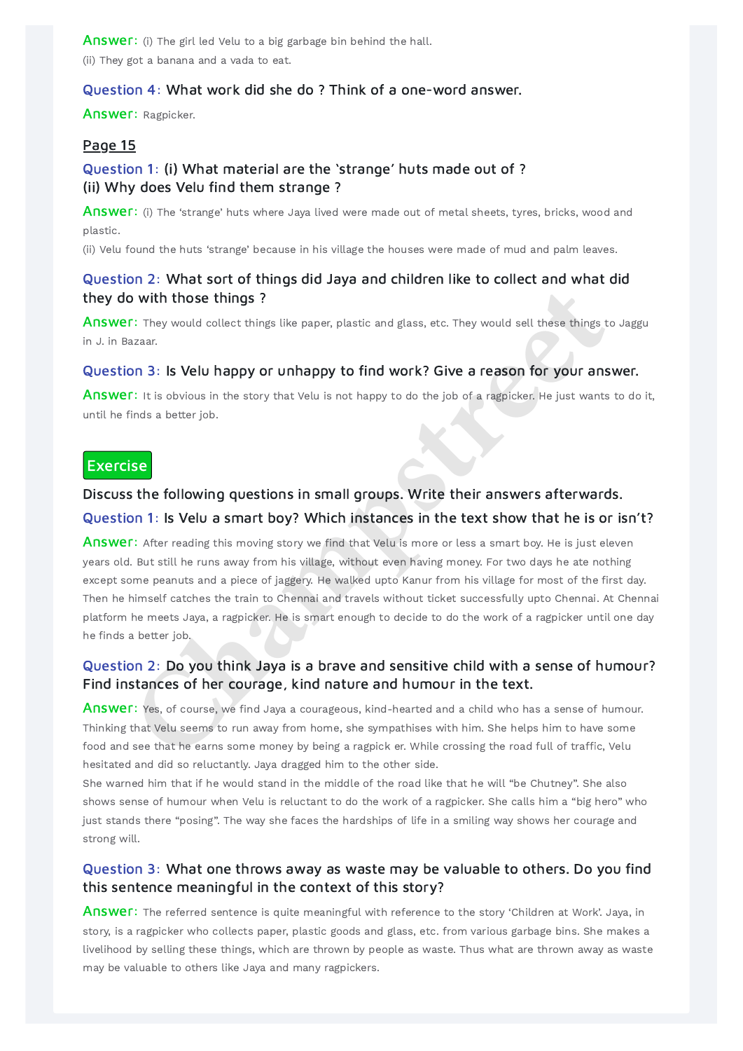**Answer:** (i) The girl led Velu to a big garbage bin behind the hall.

(ii) They got a banana and a vada to eat.

**Question 4:** What work did she do ? Think of a one-word answer.

**Answer:** Ragpicker.

## Page 15

**Question 1:** (i) What material are the 'strange' huts made out of ?
(ii) Why does Velu find them strange ?

**Answer:** (i) The 'strange' huts where Jaya lived were made out of metal sheets, tyres, bricks, wood and plastic.

(ii) Velu found the huts 'strange' because in his village the houses were made of mud and palm leaves.

**Question 2:** What sort of things did Jaya and children like to collect and what did they do with those things ?

**Answer:** They would collect things like paper, plastic and glass, etc. They would sell these things to Jaggu in J. in Bazaar.

**Question 3:** Is Velu happy or unhappy to find work? Give a reason for your answer.

**Answer:** It is obvious in the story that Velu is not happy to do the job of a ragpicker. He just wants to do it, until he finds a better job.

## Exercise

Discuss the following questions in small groups. Write their answers afterwards.

**Question 1:** Is Velu a smart boy? Which instances in the text show that he is or isn't?

**Answer:** After reading this moving story we find that Velu is more or less a smart boy. He is just eleven years old. But still he runs away from his village, without even having money. For two days he ate nothing except some peanuts and a piece of jaggery. He walked upto Kanur from his village for most of the first day. Then he himself catches the train to Chennai and travels without ticket successfully upto Chennai. At Chennai platform he meets Jaya, a ragpicker. He is smart enough to decide to do the work of a ragpicker until one day he finds a better job.

**Question 2:** Do you think Jaya is a brave and sensitive child with a sense of humour? Find instances of her courage, kind nature and humour in the text.

**Answer:** Yes, of course, we find Jaya a courageous, kind-hearted and a child who has a sense of humour. Thinking that Velu seems to run away from home, she sympathises with him. She helps him to have some food and see that he earns some money by being a ragpick er. While crossing the road full of traffic, Velu hesitated and did so reluctantly. Jaya dragged him to the other side.

She warned him that if he would stand in the middle of the road like that he will "be Chutney". She also shows sense of humour when Velu is reluctant to do the work of a ragpicker. She calls him a "big hero" who just stands there "posing". The way she faces the hardships of life in a smiling way shows her courage and strong will.

**Question 3:** What one throws away as waste may be valuable to others. Do you find this sentence meaningful in the context of this story?

**Answer:** The referred sentence is quite meaningful with reference to the story 'Children at Work'. Jaya, in story, is a ragpicker who collects paper, plastic goods and glass, etc. from various garbage bins. She makes a livelihood by selling these things, which are thrown by people as waste. Thus what are thrown away as waste may be valuable to others like Jaya and many ragpickers.